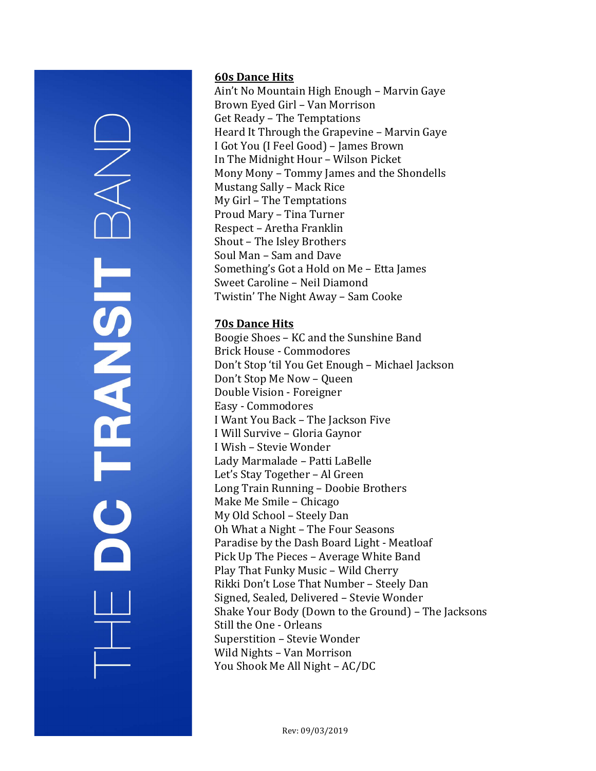THE **DC TRANSIT** BAND

## 60s Dance Hits

Ain't No Mountain High Enough – Marvin Gaye
Brown Eyed Girl – Van Morrison
Get Ready – The Temptations
Heard It Through the Grapevine – Marvin Gaye
I Got You (I Feel Good) – James Brown
In The Midnight Hour – Wilson Picket
Mony Mony – Tommy James and the Shondells
Mustang Sally – Mack Rice
My Girl – The Temptations
Proud Mary – Tina Turner
Respect – Aretha Franklin
Shout – The Isley Brothers
Soul Man – Sam and Dave
Something's Got a Hold on Me – Etta James
Sweet Caroline – Neil Diamond
Twistin' The Night Away – Sam Cooke

## 70s Dance Hits

Boogie Shoes – KC and the Sunshine Band
Brick House - Commodores
Don't Stop 'til You Get Enough – Michael Jackson
Don't Stop Me Now – Queen
Double Vision - Foreigner
Easy - Commodores
I Want You Back – The Jackson Five
I Will Survive – Gloria Gaynor
I Wish – Stevie Wonder
Lady Marmalade – Patti LaBelle
Let's Stay Together – Al Green
Long Train Running – Doobie Brothers
Make Me Smile – Chicago
My Old School – Steely Dan
Oh What a Night – The Four Seasons
Paradise by the Dash Board Light - Meatloaf
Pick Up The Pieces – Average White Band
Play That Funky Music – Wild Cherry
Rikki Don't Lose That Number – Steely Dan
Signed, Sealed, Delivered – Stevie Wonder
Shake Your Body (Down to the Ground) – The Jacksons
Still the One - Orleans
Superstition – Stevie Wonder
Wild Nights – Van Morrison
You Shook Me All Night – AC/DC

Rev: 09/03/2019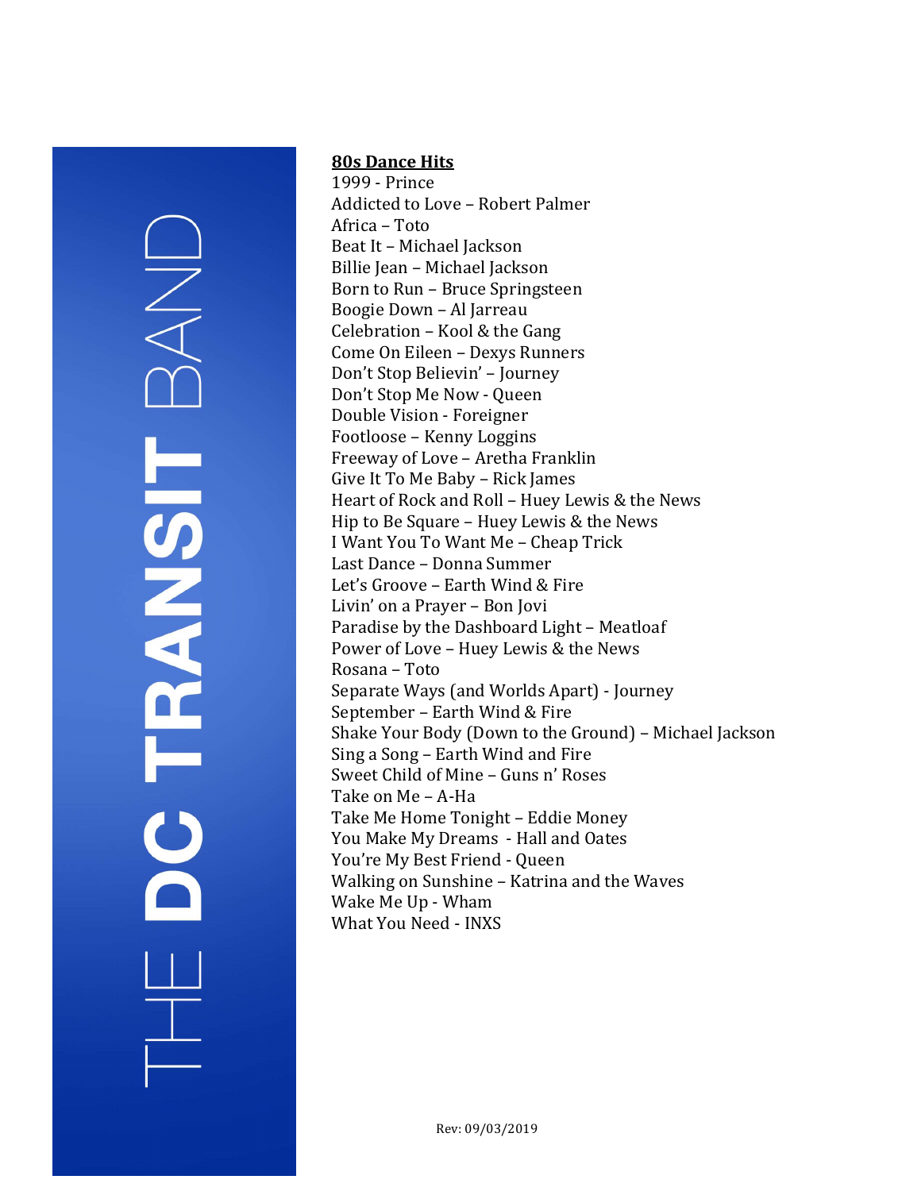## 80s Dance Hits

1999 - Prince
Addicted to Love – Robert Palmer
Africa – Toto
Beat It – Michael Jackson
Billie Jean – Michael Jackson
Born to Run – Bruce Springsteen
Boogie Down – Al Jarreau
Celebration – Kool & the Gang
Come On Eileen – Dexys Runners
Don't Stop Believin' – Journey
Don't Stop Me Now - Queen
Double Vision - Foreigner
Footloose – Kenny Loggins
Freeway of Love – Aretha Franklin
Give It To Me Baby – Rick James
Heart of Rock and Roll – Huey Lewis & the News
Hip to Be Square – Huey Lewis & the News
I Want You To Want Me – Cheap Trick
Last Dance – Donna Summer
Let's Groove – Earth Wind & Fire
Livin' on a Prayer – Bon Jovi
Paradise by the Dashboard Light – Meatloaf
Power of Love – Huey Lewis & the News
Rosana – Toto
Separate Ways (and Worlds Apart) - Journey
September – Earth Wind & Fire
Shake Your Body (Down to the Ground) – Michael Jackson
Sing a Song – Earth Wind and Fire
Sweet Child of Mine – Guns n' Roses
Take on Me – A-Ha
Take Me Home Tonight – Eddie Money
You Make My Dreams - Hall and Oates
You're My Best Friend - Queen
Walking on Sunshine – Katrina and the Waves
Wake Me Up - Wham
What You Need - INXS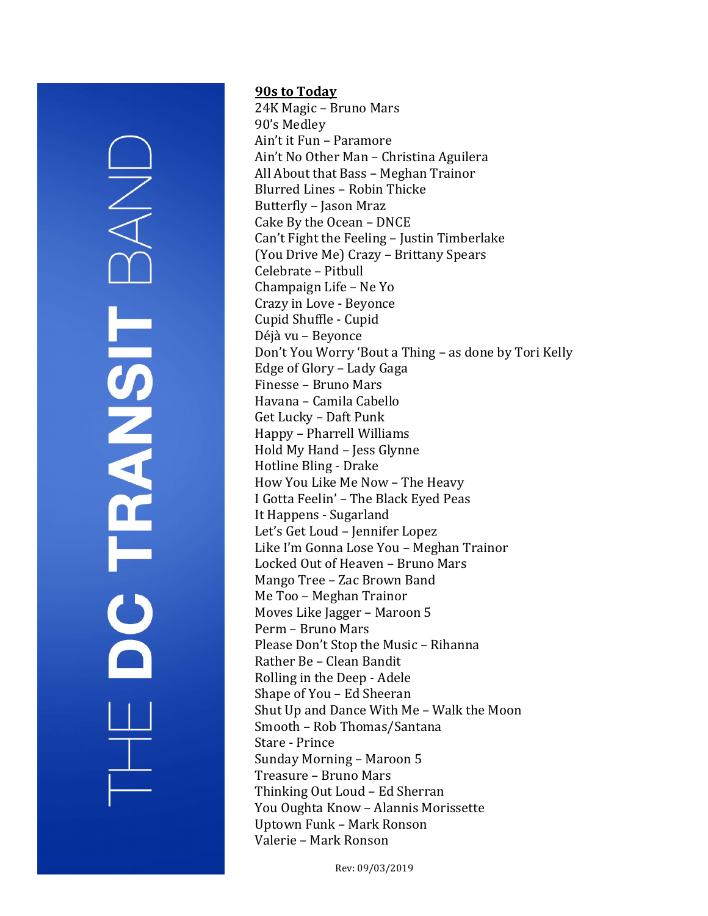THE **DC TRANSIT** BAND

## 90s to Today

24K Magic – Bruno Mars
90's Medley
Ain't it Fun – Paramore
Ain't No Other Man – Christina Aguilera
All About that Bass – Meghan Trainor
Blurred Lines – Robin Thicke
Butterfly – Jason Mraz
Cake By the Ocean – DNCE
Can't Fight the Feeling – Justin Timberlake
(You Drive Me) Crazy – Brittany Spears
Celebrate – Pitbull
Champaign Life – Ne Yo
Crazy in Love - Beyonce
Cupid Shuffle - Cupid
Déjà vu – Beyonce
Don't You Worry 'Bout a Thing – as done by Tori Kelly
Edge of Glory – Lady Gaga
Finesse – Bruno Mars
Havana – Camila Cabello
Get Lucky – Daft Punk
Happy – Pharrell Williams
Hold My Hand – Jess Glynne
Hotline Bling - Drake
How You Like Me Now – The Heavy
I Gotta Feelin' – The Black Eyed Peas
It Happens - Sugarland
Let's Get Loud – Jennifer Lopez
Like I'm Gonna Lose You – Meghan Trainor
Locked Out of Heaven – Bruno Mars
Mango Tree – Zac Brown Band
Me Too – Meghan Trainor
Moves Like Jagger – Maroon 5
Perm – Bruno Mars
Please Don't Stop the Music – Rihanna
Rather Be – Clean Bandit
Rolling in the Deep - Adele
Shape of You – Ed Sheeran
Shut Up and Dance With Me – Walk the Moon
Smooth – Rob Thomas/Santana
Stare - Prince
Sunday Morning – Maroon 5
Treasure – Bruno Mars
Thinking Out Loud – Ed Sherran
You Oughta Know – Alannis Morissette
Uptown Funk – Mark Ronson
Valerie – Mark Ronson

Rev: 09/03/2019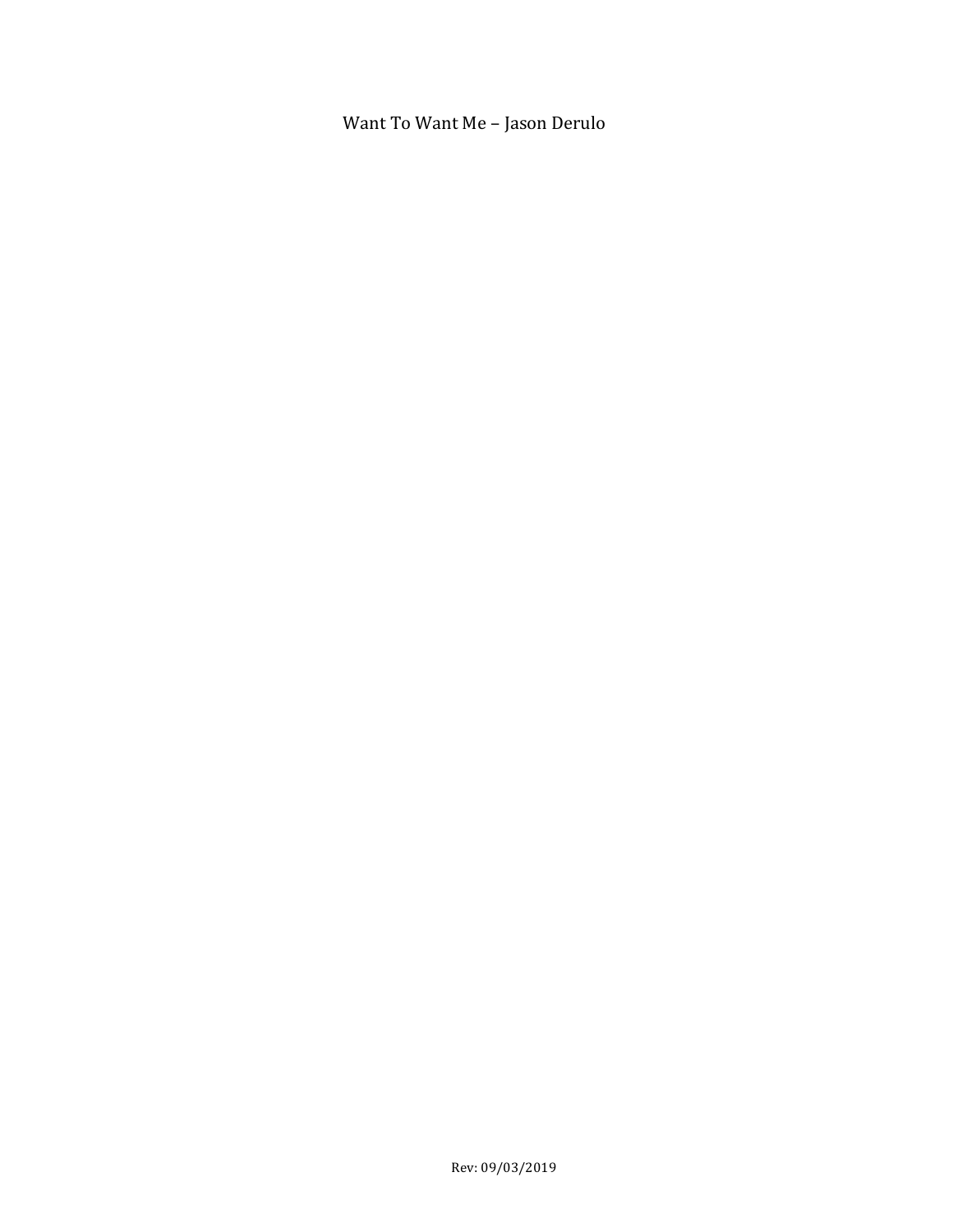Want To Want Me – Jason Derulo

Rev: 09/03/2019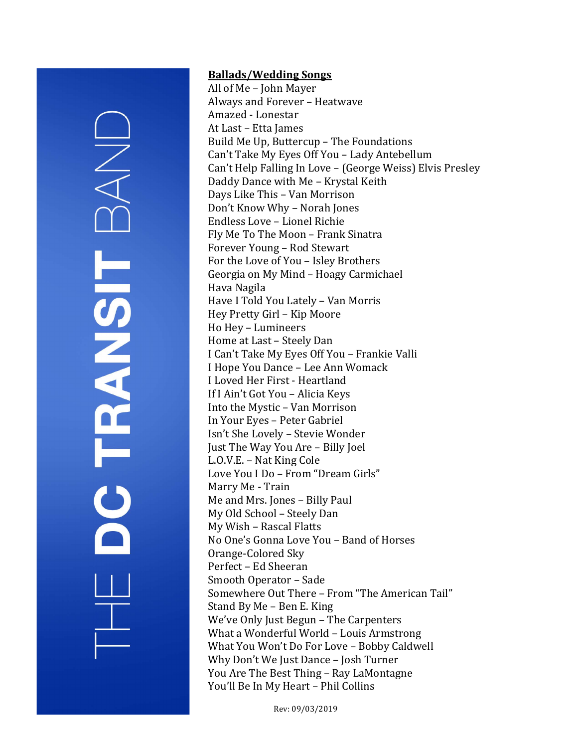THE **DC TRANSIT** BAND

**Ballads/Wedding Songs**

All of Me – John Mayer
Always and Forever – Heatwave
Amazed - Lonestar
At Last – Etta James
Build Me Up, Buttercup – The Foundations
Can't Take My Eyes Off You – Lady Antebellum
Can't Help Falling In Love – (George Weiss) Elvis Presley
Daddy Dance with Me – Krystal Keith
Days Like This – Van Morrison
Don't Know Why – Norah Jones
Endless Love – Lionel Richie
Fly Me To The Moon – Frank Sinatra
Forever Young – Rod Stewart
For the Love of You – Isley Brothers
Georgia on My Mind – Hoagy Carmichael
Hava Nagila
Have I Told You Lately – Van Morris
Hey Pretty Girl – Kip Moore
Ho Hey – Lumineers
Home at Last – Steely Dan
I Can't Take My Eyes Off You – Frankie Valli
I Hope You Dance – Lee Ann Womack
I Loved Her First - Heartland
If I Ain't Got You – Alicia Keys
Into the Mystic – Van Morrison
In Your Eyes – Peter Gabriel
Isn't She Lovely – Stevie Wonder
Just The Way You Are – Billy Joel
L.O.V.E. – Nat King Cole
Love You I Do – From "Dream Girls"
Marry Me - Train
Me and Mrs. Jones – Billy Paul
My Old School – Steely Dan
My Wish – Rascal Flatts
No One's Gonna Love You – Band of Horses
Orange-Colored Sky
Perfect – Ed Sheeran
Smooth Operator – Sade
Somewhere Out There – From "The American Tail"
Stand By Me – Ben E. King
We've Only Just Begun – The Carpenters
What a Wonderful World – Louis Armstrong
What You Won't Do For Love – Bobby Caldwell
Why Don't We Just Dance – Josh Turner
You Are The Best Thing – Ray LaMontagne
You'll Be In My Heart – Phil Collins

Rev: 09/03/2019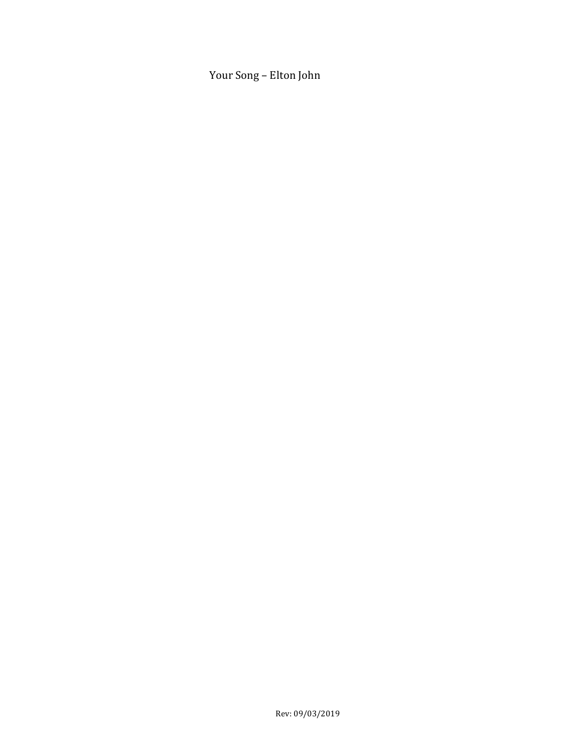Your Song – Elton John

Rev: 09/03/2019